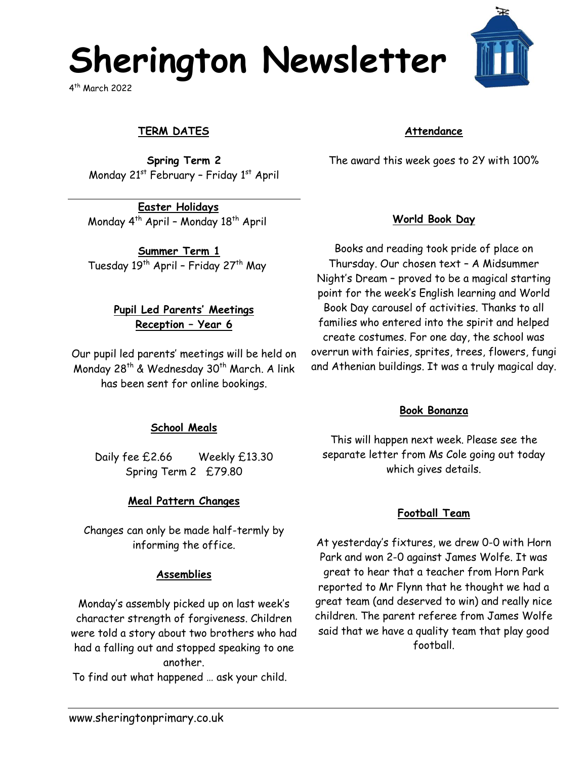# Sherington Newsletter

4th March 2022

## TERM DATES

**Spring Term 2**
Monday 21st February – Friday 1st April

**Easter Holidays**
Monday 4th April – Monday 18th April

**Summer Term 1**
Tuesday 19th April – Friday 27th May

### Pupil Led Parents' Meetings Reception – Year 6

Our pupil led parents' meetings will be held on Monday 28th & Wednesday 30th March. A link has been sent for online bookings.

### School Meals

Daily fee £2.66 Weekly £13.30
Spring Term 2 £79.80

### Meal Pattern Changes

Changes can only be made half-termly by informing the office.

### Assemblies

Monday's assembly picked up on last week's character strength of forgiveness. Children were told a story about two brothers who had had a falling out and stopped speaking to one another.
To find out what happened … ask your child.

### Attendance

The award this week goes to 2Y with 100%

### World Book Day

Books and reading took pride of place on Thursday. Our chosen text – A Midsummer Night's Dream – proved to be a magical starting point for the week's English learning and World Book Day carousel of activities. Thanks to all families who entered into the spirit and helped create costumes. For one day, the school was overrun with fairies, sprites, trees, flowers, fungi and Athenian buildings. It was a truly magical day.

### Book Bonanza

This will happen next week. Please see the separate letter from Ms Cole going out today which gives details.

### Football Team

At yesterday's fixtures, we drew 0-0 with Horn Park and won 2-0 against James Wolfe. It was great to hear that a teacher from Horn Park reported to Mr Flynn that he thought we had a great team (and deserved to win) and really nice children. The parent referee from James Wolfe said that we have a quality team that play good football.

www.sheringtonprimary.co.uk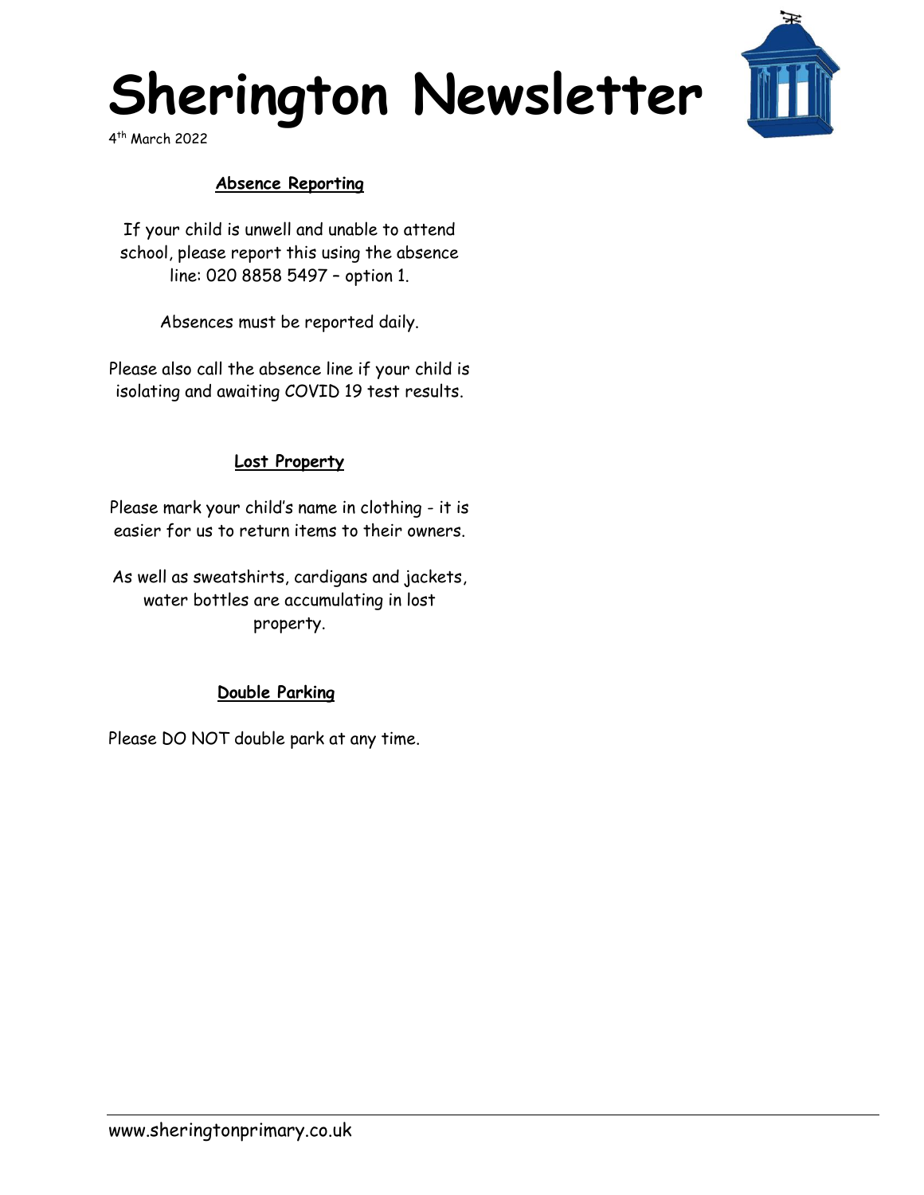# Sherington Newsletter

4th March 2022

## Absence Reporting

If your child is unwell and unable to attend school, please report this using the absence line: 020 8858 5497 – option 1.

Absences must be reported daily.

Please also call the absence line if your child is isolating and awaiting COVID 19 test results.

## Lost Property

Please mark your child's name in clothing - it is easier for us to return items to their owners.

As well as sweatshirts, cardigans and jackets, water bottles are accumulating in lost property.

## Double Parking

Please DO NOT double park at any time.